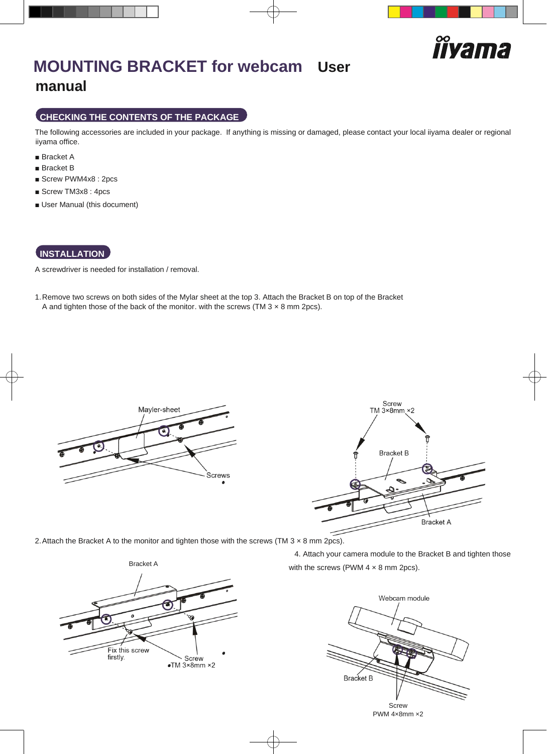# MOUNTING BRACKET for webcam User manual

## CHECKING THE CONTENTS OF THE PACKAGE

The following accessories are included in your package. If anything is missing or damaged, please contact your local iiyama dealer or regional iiyama office.

- Bracket A
- Bracket B
- Screw PWM4x8 : 2pcs
- Screw TM3x8 : 4pcs
- User Manual (this document)

## INSTALLATION

A screwdriver is needed for installation / removal.

1. Remove two screws on both sides of the Mylar sheet at the top of the back of the monitor.

Mayler-sheet

Screws

2. Attach the Bracket A to the monitor and tighten those with the screws (TM 3 × 8 mm 2pcs).

Bracket A

Fix this screw firstly.

Screw TM 3×8mm ×2

3. Attach the Bracket B on top of the Bracket A and tighten those with the screws (TM 3 × 8 mm 2pcs).

Screw TM 3×8mm ×2

Bracket B

Bracket A

4. Attach your camera module to the Bracket B and tighten those with the screws (PWM 4 × 8 mm 2pcs).

Webcam module

Bracket B

Screw PWM 4×8mm ×2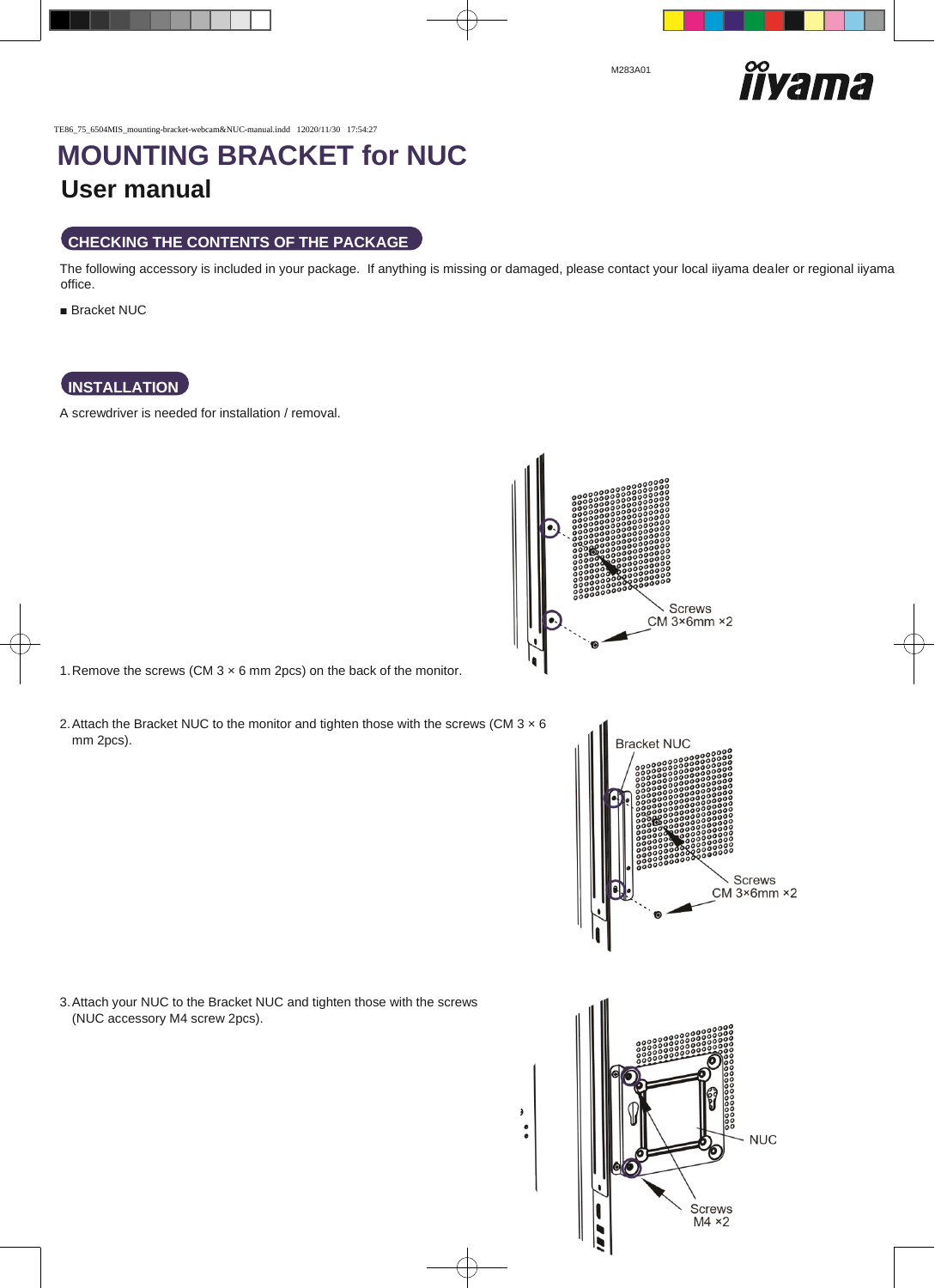M283A01

# MOUNTING BRACKET for NUC

## User manual

### CHECKING THE CONTENTS OF THE PACKAGE

The following accessory is included in your package. If anything is missing or damaged, please contact your local iiyama dealer or regional iiyama office.

■ Bracket NUC

### INSTALLATION

A screwdriver is needed for installation / removal.

Screws
CM 3×6mm ×2

1. Remove the screws (CM 3 × 6 mm 2pcs) on the back of the monitor.

2. Attach the Bracket NUC to the monitor and tighten those with the screws (CM 3 × 6 mm 2pcs).

Bracket NUC
Screws
CM 3×6mm ×2

3. Attach your NUC to the Bracket NUC and tighten those with the screws (NUC accessory M4 screw 2pcs).

NUC
Screws
M4 ×2